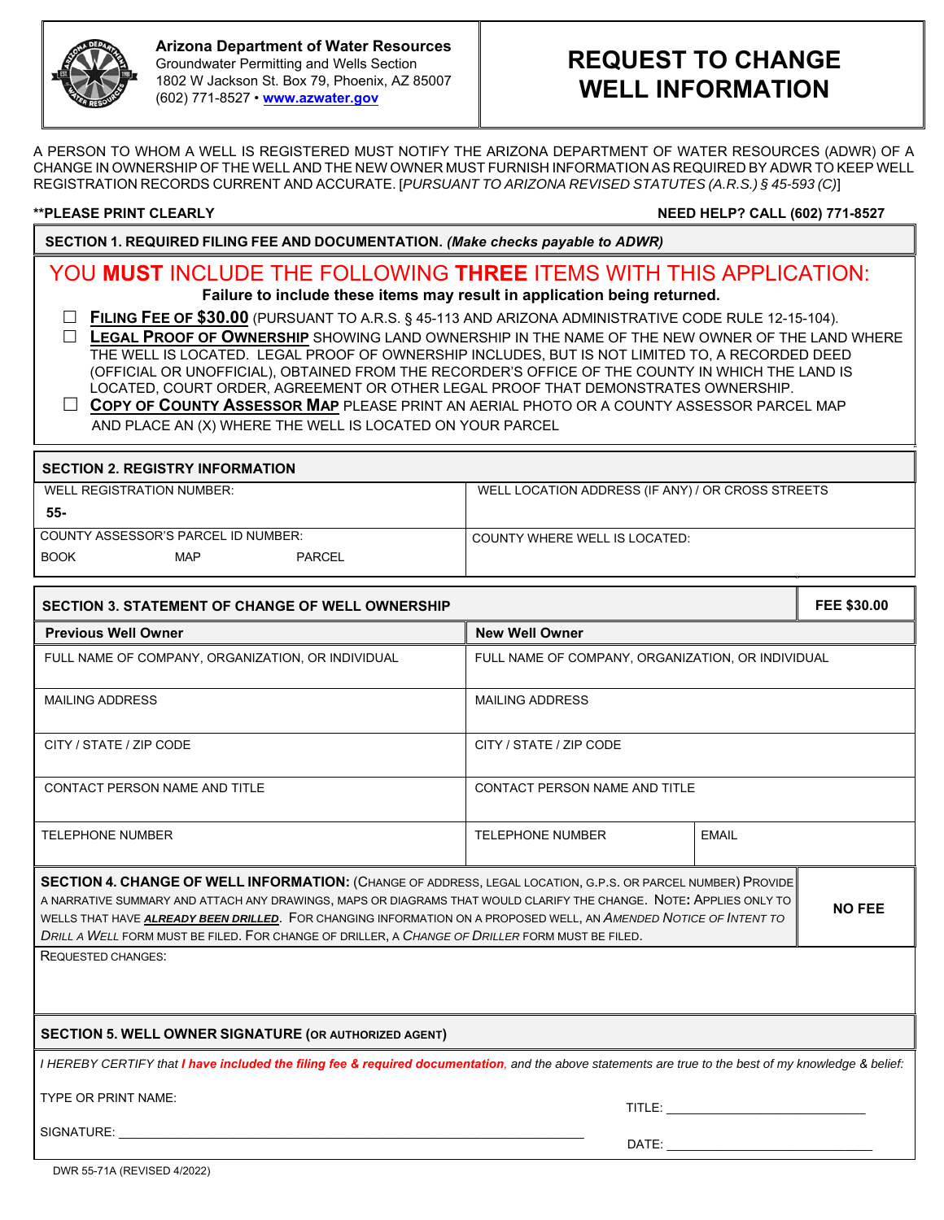**Arizona Department of Water Resources**
Groundwater Permitting and Wells Section
1802 W Jackson St. Box 79, Phoenix, AZ 85007
(602) 771-8527 • www.azwater.gov

# REQUEST TO CHANGE WELL INFORMATION

A PERSON TO WHOM A WELL IS REGISTERED MUST NOTIFY THE ARIZONA DEPARTMENT OF WATER RESOURCES (ADWR) OF A CHANGE IN OWNERSHIP OF THE WELL AND THE NEW OWNER MUST FURNISH INFORMATION AS REQUIRED BY ADWR TO KEEP WELL REGISTRATION RECORDS CURRENT AND ACCURATE. [*PURSUANT TO ARIZONA REVISED STATUTES (A.R.S.) § 45-593 (C)*]

**\*\*PLEASE PRINT CLEARLY** **NEED HELP? CALL (602) 771-8527**

## SECTION 1. REQUIRED FILING FEE AND DOCUMENTATION. *(Make checks payable to ADWR)*

YOU **MUST** INCLUDE THE FOLLOWING **THREE** ITEMS WITH THIS APPLICATION:

**Failure to include these items may result in application being returned.**

- ☐ **FILING FEE OF $30.00** (PURSUANT TO A.R.S. § 45-113 AND ARIZONA ADMINISTRATIVE CODE RULE 12-15-104).
- ☐ **LEGAL PROOF OF OWNERSHIP** SHOWING LAND OWNERSHIP IN THE NAME OF THE NEW OWNER OF THE LAND WHERE THE WELL IS LOCATED. LEGAL PROOF OF OWNERSHIP INCLUDES, BUT IS NOT LIMITED TO, A RECORDED DEED (OFFICIAL OR UNOFFICIAL), OBTAINED FROM THE RECORDER'S OFFICE OF THE COUNTY IN WHICH THE LAND IS LOCATED, COURT ORDER, AGREEMENT OR OTHER LEGAL PROOF THAT DEMONSTRATES OWNERSHIP.
- ☐ **COPY OF COUNTY ASSESSOR MAP** PLEASE PRINT AN AERIAL PHOTO OR A COUNTY ASSESSOR PARCEL MAP AND PLACE AN (X) WHERE THE WELL IS LOCATED ON YOUR PARCEL

## SECTION 2. REGISTRY INFORMATION

| WELL REGISTRATION NUMBER: 55- | WELL LOCATION ADDRESS (IF ANY) / OR CROSS STREETS |
|---|---|
| COUNTY ASSESSOR'S PARCEL ID NUMBER: BOOK MAP PARCEL | COUNTY WHERE WELL IS LOCATED: |

## SECTION 3. STATEMENT OF CHANGE OF WELL OWNERSHIP — FEE $30.00

| **Previous Well Owner** | **New Well Owner** | |
|---|---|---|
| FULL NAME OF COMPANY, ORGANIZATION, OR INDIVIDUAL | FULL NAME OF COMPANY, ORGANIZATION, OR INDIVIDUAL | |
| MAILING ADDRESS | MAILING ADDRESS | |
| CITY / STATE / ZIP CODE | CITY / STATE / ZIP CODE | |
| CONTACT PERSON NAME AND TITLE | CONTACT PERSON NAME AND TITLE | |
| TELEPHONE NUMBER | TELEPHONE NUMBER | EMAIL |

## SECTION 4. CHANGE OF WELL INFORMATION: — NO FEE

(CHANGE OF ADDRESS, LEGAL LOCATION, G.P.S. OR PARCEL NUMBER) PROVIDE A NARRATIVE SUMMARY AND ATTACH ANY DRAWINGS, MAPS OR DIAGRAMS THAT WOULD CLARIFY THE CHANGE. NOTE: APPLIES ONLY TO WELLS THAT HAVE ***ALREADY BEEN DRILLED***. FOR CHANGING INFORMATION ON A PROPOSED WELL, AN *AMENDED NOTICE OF INTENT TO DRILL A WELL* FORM MUST BE FILED. FOR CHANGE OF DRILLER, A *CHANGE OF DRILLER* FORM MUST BE FILED.

REQUESTED CHANGES:

## SECTION 5. WELL OWNER SIGNATURE (OR AUTHORIZED AGENT)

*I HEREBY CERTIFY that **I have included the filing fee & required documentation**, and the above statements are true to the best of my knowledge & belief:*

TYPE OR PRINT NAME:

TITLE: ____________________________

SIGNATURE: ____________________________________________________________

DATE: ____________________________

DWR 55-71A (REVISED 4/2022)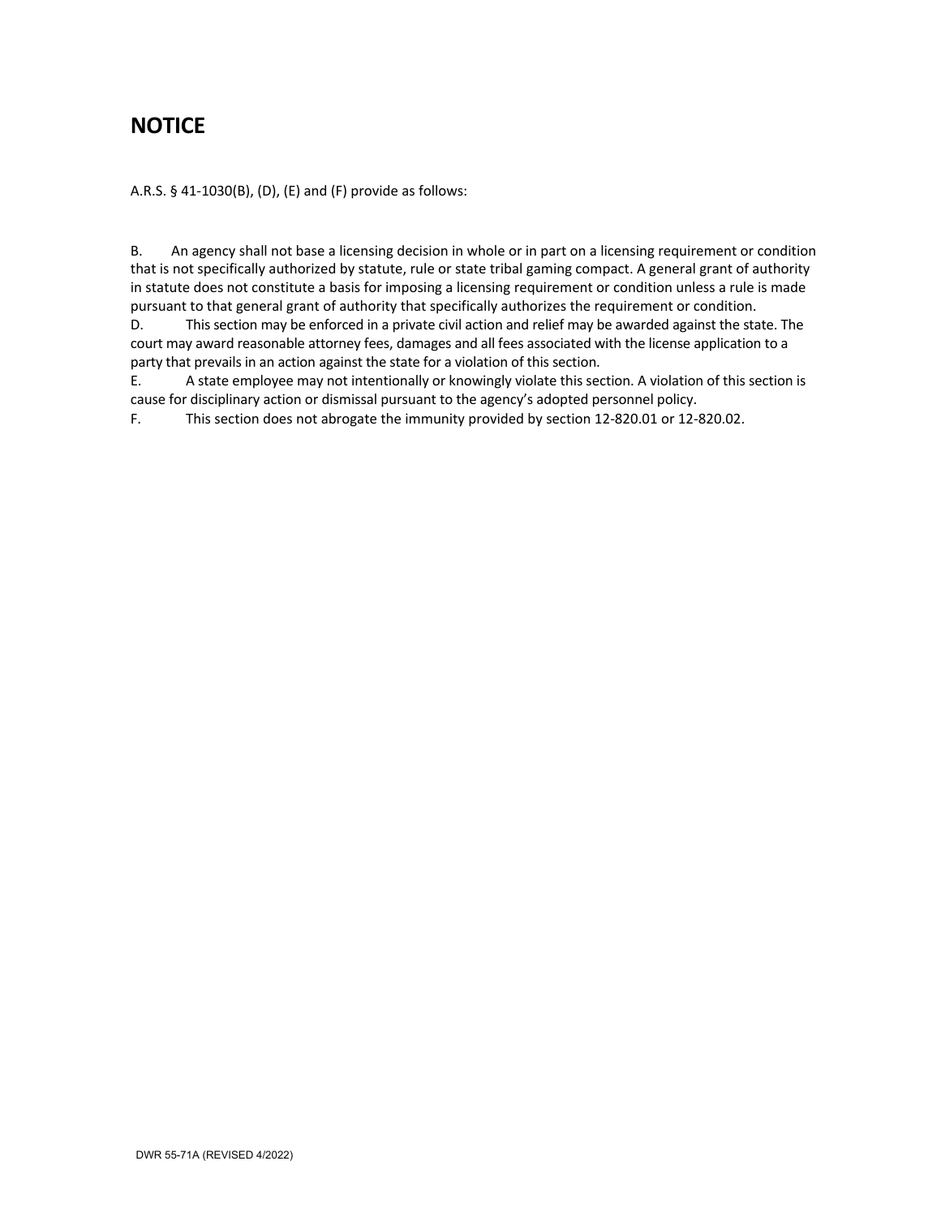# NOTICE

A.R.S. § 41-1030(B), (D), (E) and (F) provide as follows:

B. An agency shall not base a licensing decision in whole or in part on a licensing requirement or condition that is not specifically authorized by statute, rule or state tribal gaming compact. A general grant of authority in statute does not constitute a basis for imposing a licensing requirement or condition unless a rule is made pursuant to that general grant of authority that specifically authorizes the requirement or condition.

D. This section may be enforced in a private civil action and relief may be awarded against the state. The court may award reasonable attorney fees, damages and all fees associated with the license application to a party that prevails in an action against the state for a violation of this section.

E. A state employee may not intentionally or knowingly violate this section. A violation of this section is cause for disciplinary action or dismissal pursuant to the agency's adopted personnel policy.

F. This section does not abrogate the immunity provided by section 12-820.01 or 12-820.02.

DWR 55-71A (REVISED 4/2022)